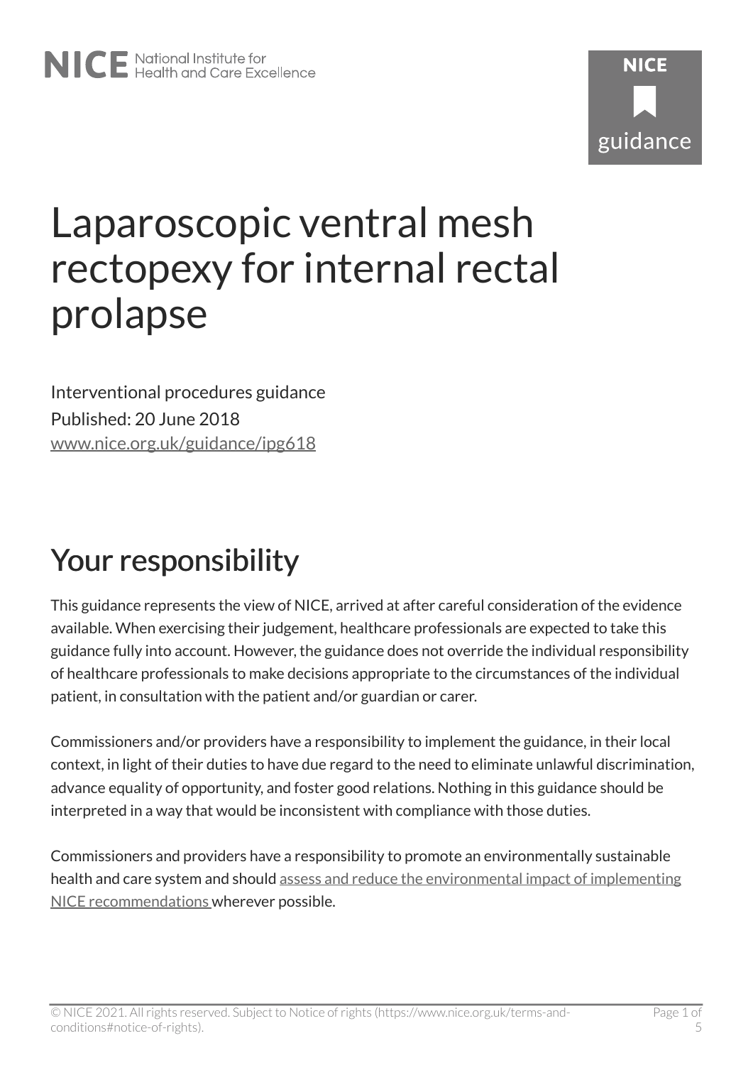# Laparoscopic ventral mesh rectopexy for internal rectal prolapse

Interventional procedures guidance

Published: 20 June 2018

www.nice.org.uk/guidance/ipg618

## Your responsibility

This guidance represents the view of NICE, arrived at after careful consideration of the evidence available. When exercising their judgement, healthcare professionals are expected to take this guidance fully into account. However, the guidance does not override the individual responsibility of healthcare professionals to make decisions appropriate to the circumstances of the individual patient, in consultation with the patient and/or guardian or carer.

Commissioners and/or providers have a responsibility to implement the guidance, in their local context, in light of their duties to have due regard to the need to eliminate unlawful discrimination, advance equality of opportunity, and foster good relations. Nothing in this guidance should be interpreted in a way that would be inconsistent with compliance with those duties.

Commissioners and providers have a responsibility to promote an environmentally sustainable health and care system and should assess and reduce the environmental impact of implementing NICE recommendations wherever possible.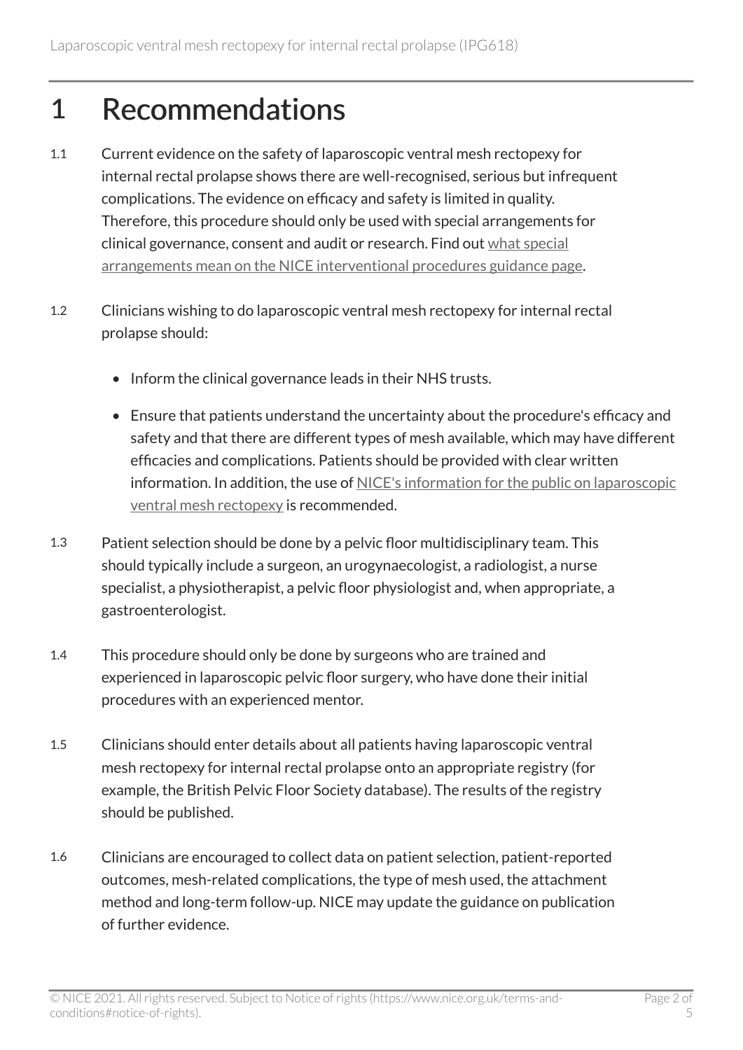# 1 Recommendations

1.1 Current evidence on the safety of laparoscopic ventral mesh rectopexy for internal rectal prolapse shows there are well-recognised, serious but infrequent complications. The evidence on efficacy and safety is limited in quality. Therefore, this procedure should only be used with special arrangements for clinical governance, consent and audit or research. Find out what special arrangements mean on the NICE interventional procedures guidance page.

1.2 Clinicians wishing to do laparoscopic ventral mesh rectopexy for internal rectal prolapse should:

- Inform the clinical governance leads in their NHS trusts.
- Ensure that patients understand the uncertainty about the procedure's efficacy and safety and that there are different types of mesh available, which may have different efficacies and complications. Patients should be provided with clear written information. In addition, the use of NICE's information for the public on laparoscopic ventral mesh rectopexy is recommended.

1.3 Patient selection should be done by a pelvic floor multidisciplinary team. This should typically include a surgeon, an urogynaecologist, a radiologist, a nurse specialist, a physiotherapist, a pelvic floor physiologist and, when appropriate, a gastroenterologist.

1.4 This procedure should only be done by surgeons who are trained and experienced in laparoscopic pelvic floor surgery, who have done their initial procedures with an experienced mentor.

1.5 Clinicians should enter details about all patients having laparoscopic ventral mesh rectopexy for internal rectal prolapse onto an appropriate registry (for example, the British Pelvic Floor Society database). The results of the registry should be published.

1.6 Clinicians are encouraged to collect data on patient selection, patient-reported outcomes, mesh-related complications, the type of mesh used, the attachment method and long-term follow-up. NICE may update the guidance on publication of further evidence.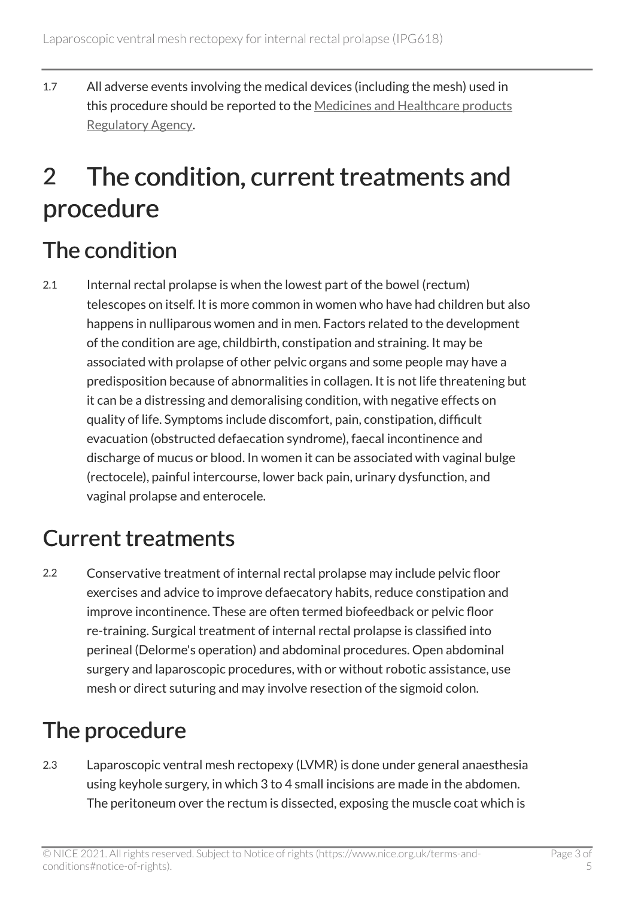1.7 All adverse events involving the medical devices (including the mesh) used in this procedure should be reported to the Medicines and Healthcare products Regulatory Agency.

# 2 The condition, current treatments and procedure

## The condition

2.1 Internal rectal prolapse is when the lowest part of the bowel (rectum) telescopes on itself. It is more common in women who have had children but also happens in nulliparous women and in men. Factors related to the development of the condition are age, childbirth, constipation and straining. It may be associated with prolapse of other pelvic organs and some people may have a predisposition because of abnormalities in collagen. It is not life threatening but it can be a distressing and demoralising condition, with negative effects on quality of life. Symptoms include discomfort, pain, constipation, difficult evacuation (obstructed defaecation syndrome), faecal incontinence and discharge of mucus or blood. In women it can be associated with vaginal bulge (rectocele), painful intercourse, lower back pain, urinary dysfunction, and vaginal prolapse and enterocele.

## Current treatments

2.2 Conservative treatment of internal rectal prolapse may include pelvic floor exercises and advice to improve defaecatory habits, reduce constipation and improve incontinence. These are often termed biofeedback or pelvic floor re-training. Surgical treatment of internal rectal prolapse is classified into perineal (Delorme's operation) and abdominal procedures. Open abdominal surgery and laparoscopic procedures, with or without robotic assistance, use mesh or direct suturing and may involve resection of the sigmoid colon.

## The procedure

2.3 Laparoscopic ventral mesh rectopexy (LVMR) is done under general anaesthesia using keyhole surgery, in which 3 to 4 small incisions are made in the abdomen. The peritoneum over the rectum is dissected, exposing the muscle coat which is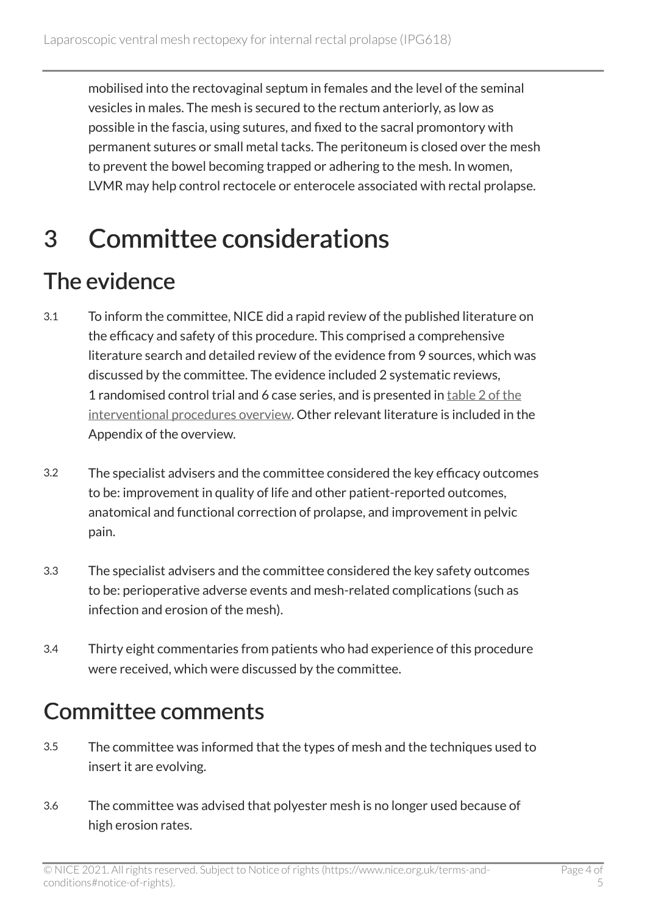mobilised into the rectovaginal septum in females and the level of the seminal vesicles in males. The mesh is secured to the rectum anteriorly, as low as possible in the fascia, using sutures, and fixed to the sacral promontory with permanent sutures or small metal tacks. The peritoneum is closed over the mesh to prevent the bowel becoming trapped or adhering to the mesh. In women, LVMR may help control rectocele or enterocele associated with rectal prolapse.

# 3 Committee considerations

## The evidence

3.1 To inform the committee, NICE did a rapid review of the published literature on the efficacy and safety of this procedure. This comprised a comprehensive literature search and detailed review of the evidence from 9 sources, which was discussed by the committee. The evidence included 2 systematic reviews, 1 randomised control trial and 6 case series, and is presented in table 2 of the interventional procedures overview. Other relevant literature is included in the Appendix of the overview.

3.2 The specialist advisers and the committee considered the key efficacy outcomes to be: improvement in quality of life and other patient-reported outcomes, anatomical and functional correction of prolapse, and improvement in pelvic pain.

3.3 The specialist advisers and the committee considered the key safety outcomes to be: perioperative adverse events and mesh-related complications (such as infection and erosion of the mesh).

3.4 Thirty eight commentaries from patients who had experience of this procedure were received, which were discussed by the committee.

## Committee comments

3.5 The committee was informed that the types of mesh and the techniques used to insert it are evolving.

3.6 The committee was advised that polyester mesh is no longer used because of high erosion rates.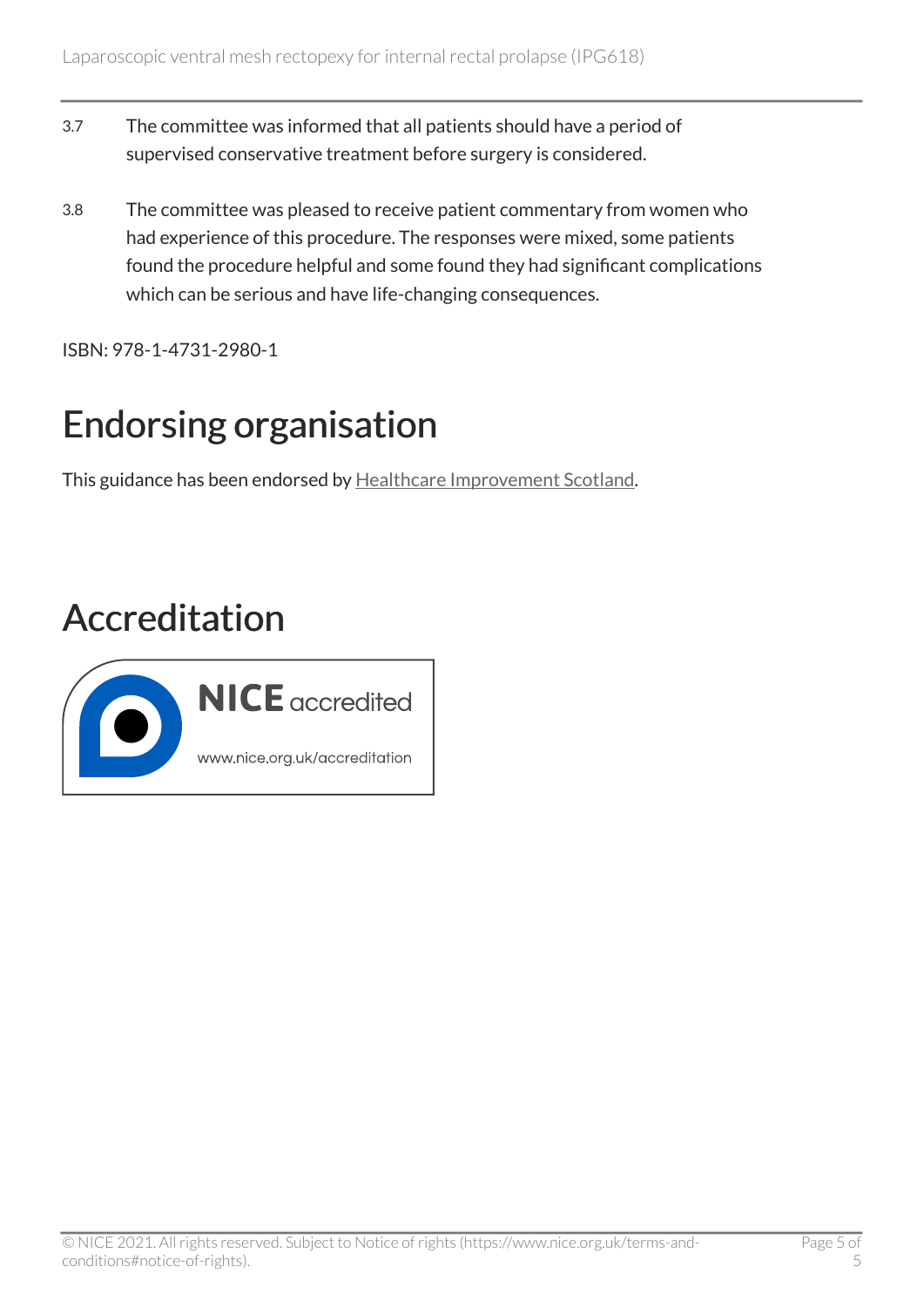3.7 The committee was informed that all patients should have a period of supervised conservative treatment before surgery is considered.

3.8 The committee was pleased to receive patient commentary from women who had experience of this procedure. The responses were mixed, some patients found the procedure helpful and some found they had significant complications which can be serious and have life-changing consequences.

ISBN: 978-1-4731-2980-1

# Endorsing organisation

This guidance has been endorsed by Healthcare Improvement Scotland.

# Accreditation

NICE accredited

www.nice.org.uk/accreditation